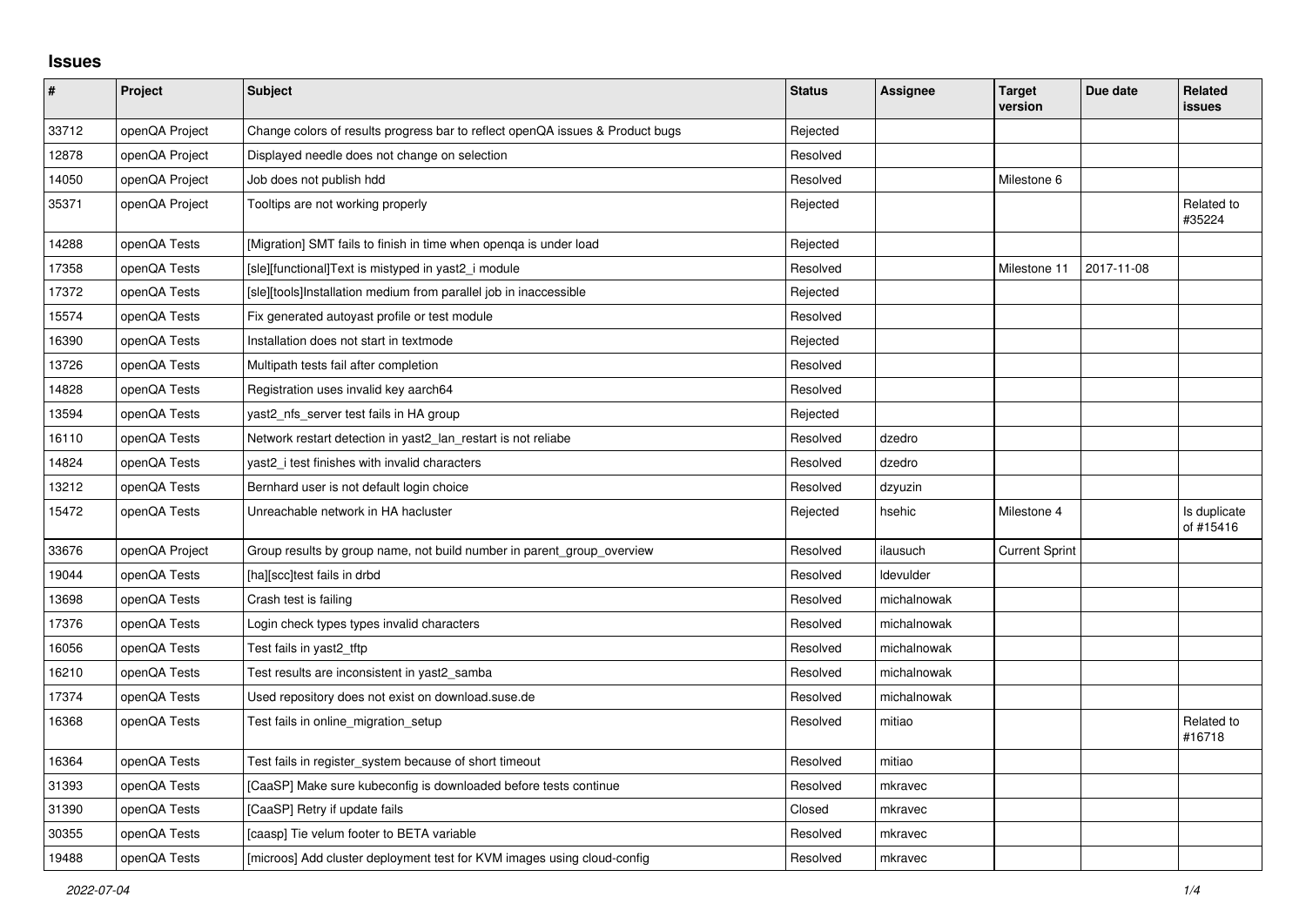# Issues

| # | Project | Subject | Status | Assignee | Target version | Due date | Related issues |
|---|---|---|---|---|---|---|---|
| 33712 | openQA Project | Change colors of results progress bar to reflect openQA issues & Product bugs | Rejected | | | | |
| 12878 | openQA Project | Displayed needle does not change on selection | Resolved | | | | |
| 14050 | openQA Project | Job does not publish hdd | Resolved | | Milestone 6 | | |
| 35371 | openQA Project | Tooltips are not working properly | Rejected | | | | Related to #35224 |
| 14288 | openQA Tests | [Migration] SMT fails to finish in time when openqa is under load | Rejected | | | | |
| 17358 | openQA Tests | [sle][functional]Text is mistyped in yast2_i module | Resolved | | Milestone 11 | 2017-11-08 | |
| 17372 | openQA Tests | [sle][tools]Installation medium from parallel job in inaccessible | Rejected | | | | |
| 15574 | openQA Tests | Fix generated autoyast profile or test module | Resolved | | | | |
| 16390 | openQA Tests | Installation does not start in textmode | Rejected | | | | |
| 13726 | openQA Tests | Multipath tests fail after completion | Resolved | | | | |
| 14828 | openQA Tests | Registration uses invalid key aarch64 | Resolved | | | | |
| 13594 | openQA Tests | yast2_nfs_server test fails in HA group | Rejected | | | | |
| 16110 | openQA Tests | Network restart detection in yast2_lan_restart is not reliabe | Resolved | dzedro | | | |
| 14824 | openQA Tests | yast2_i test finishes with invalid characters | Resolved | dzedro | | | |
| 13212 | openQA Tests | Bernhard user is not default login choice | Resolved | dzyuzin | | | |
| 15472 | openQA Tests | Unreachable network in HA hacluster | Rejected | hsehic | Milestone 4 | | Is duplicate of #15416 |
| 33676 | openQA Project | Group results by group name, not build number in parent_group_overview | Resolved | ilausuch | Current Sprint | | |
| 19044 | openQA Tests | [ha][scc]test fails in drbd | Resolved | ldevulder | | | |
| 13698 | openQA Tests | Crash test is failing | Resolved | michalnowak | | | |
| 17376 | openQA Tests | Login check types types invalid characters | Resolved | michalnowak | | | |
| 16056 | openQA Tests | Test fails in yast2_tftp | Resolved | michalnowak | | | |
| 16210 | openQA Tests | Test results are inconsistent in yast2_samba | Resolved | michalnowak | | | |
| 17374 | openQA Tests | Used repository does not exist on download.suse.de | Resolved | michalnowak | | | |
| 16368 | openQA Tests | Test fails in online_migration_setup | Resolved | mitiao | | | Related to #16718 |
| 16364 | openQA Tests | Test fails in register_system because of short timeout | Resolved | mitiao | | | |
| 31393 | openQA Tests | [CaaSP] Make sure kubeconfig is downloaded before tests continue | Resolved | mkravec | | | |
| 31390 | openQA Tests | [CaaSP] Retry if update fails | Closed | mkravec | | | |
| 30355 | openQA Tests | [caasp] Tie velum footer to BETA variable | Resolved | mkravec | | | |
| 19488 | openQA Tests | [microos] Add cluster deployment test for KVM images using cloud-config | Resolved | mkravec | | | |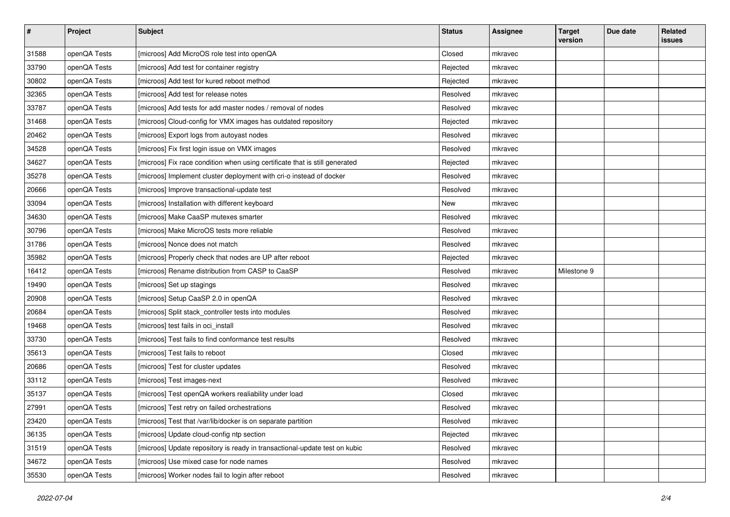| # | Project | Subject | Status | Assignee | Target version | Due date | Related issues |
|---|---|---|---|---|---|---|---|
| 31588 | openQA Tests | [microos] Add MicroOS role test into openQA | Closed | mkravec | | | |
| 33790 | openQA Tests | [microos] Add test for container registry | Rejected | mkravec | | | |
| 30802 | openQA Tests | [microos] Add test for kured reboot method | Rejected | mkravec | | | |
| 32365 | openQA Tests | [microos] Add test for release notes | Resolved | mkravec | | | |
| 33787 | openQA Tests | [microos] Add tests for add master nodes / removal of nodes | Resolved | mkravec | | | |
| 31468 | openQA Tests | [microos] Cloud-config for VMX images has outdated repository | Rejected | mkravec | | | |
| 20462 | openQA Tests | [microos] Export logs from autoyast nodes | Resolved | mkravec | | | |
| 34528 | openQA Tests | [microos] Fix first login issue on VMX images | Resolved | mkravec | | | |
| 34627 | openQA Tests | [microos] Fix race condition when using certificate that is still generated | Rejected | mkravec | | | |
| 35278 | openQA Tests | [microos] Implement cluster deployment with cri-o instead of docker | Resolved | mkravec | | | |
| 20666 | openQA Tests | [microos] Improve transactional-update test | Resolved | mkravec | | | |
| 33094 | openQA Tests | [microos] Installation with different keyboard | New | mkravec | | | |
| 34630 | openQA Tests | [microos] Make CaaSP mutexes smarter | Resolved | mkravec | | | |
| 30796 | openQA Tests | [microos] Make MicroOS tests more reliable | Resolved | mkravec | | | |
| 31786 | openQA Tests | [microos] Nonce does not match | Resolved | mkravec | | | |
| 35982 | openQA Tests | [microos] Properly check that nodes are UP after reboot | Rejected | mkravec | | | |
| 16412 | openQA Tests | [microos] Rename distribution from CASP to CaaSP | Resolved | mkravec | Milestone 9 | | |
| 19490 | openQA Tests | [microos] Set up stagings | Resolved | mkravec | | | |
| 20908 | openQA Tests | [microos] Setup CaaSP 2.0 in openQA | Resolved | mkravec | | | |
| 20684 | openQA Tests | [microos] Split stack_controller tests into modules | Resolved | mkravec | | | |
| 19468 | openQA Tests | [microos] test fails in oci_install | Resolved | mkravec | | | |
| 33730 | openQA Tests | [microos] Test fails to find conformance test results | Resolved | mkravec | | | |
| 35613 | openQA Tests | [microos] Test fails to reboot | Closed | mkravec | | | |
| 20686 | openQA Tests | [microos] Test for cluster updates | Resolved | mkravec | | | |
| 33112 | openQA Tests | [microos] Test images-next | Resolved | mkravec | | | |
| 35137 | openQA Tests | [microos] Test openQA workers realiability under load | Closed | mkravec | | | |
| 27991 | openQA Tests | [microos] Test retry on failed orchestrations | Resolved | mkravec | | | |
| 23420 | openQA Tests | [microos] Test that /var/lib/docker is on separate partition | Resolved | mkravec | | | |
| 36135 | openQA Tests | [microos] Update cloud-config ntp section | Rejected | mkravec | | | |
| 31519 | openQA Tests | [microos] Update repository is ready in transactional-update test on kubic | Resolved | mkravec | | | |
| 34672 | openQA Tests | [microos] Use mixed case for node names | Resolved | mkravec | | | |
| 35530 | openQA Tests | [microos] Worker nodes fail to login after reboot | Resolved | mkravec | | | |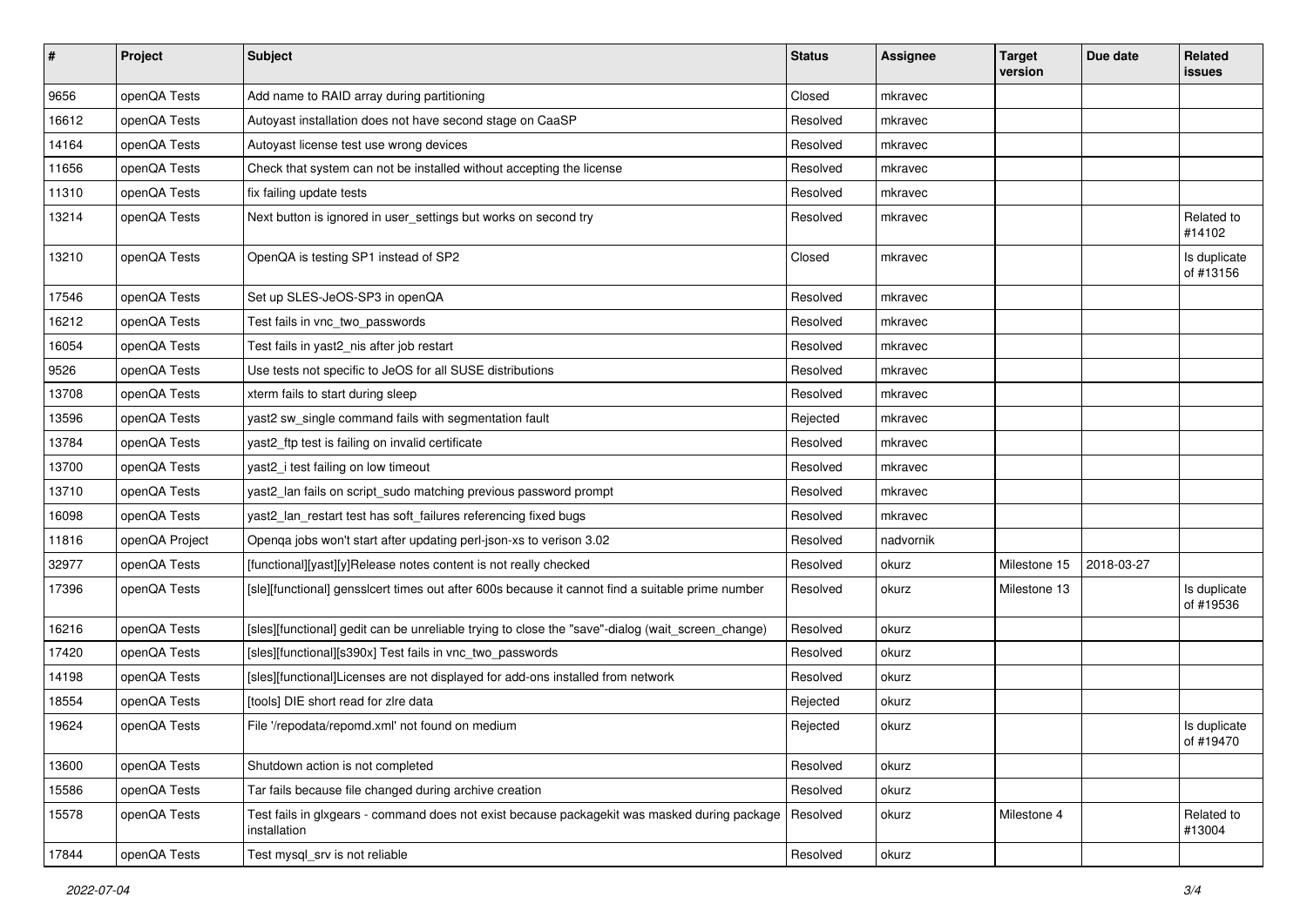| # | Project | Subject | Status | Assignee | Target version | Due date | Related issues |
|---|---|---|---|---|---|---|---|
| 9656 | openQA Tests | Add name to RAID array during partitioning | Closed | mkravec | | | |
| 16612 | openQA Tests | Autoyast installation does not have second stage on CaaSP | Resolved | mkravec | | | |
| 14164 | openQA Tests | Autoyast license test use wrong devices | Resolved | mkravec | | | |
| 11656 | openQA Tests | Check that system can not be installed without accepting the license | Resolved | mkravec | | | |
| 11310 | openQA Tests | fix failing update tests | Resolved | mkravec | | | |
| 13214 | openQA Tests | Next button is ignored in user_settings but works on second try | Resolved | mkravec | | | Related to #14102 |
| 13210 | openQA Tests | OpenQA is testing SP1 instead of SP2 | Closed | mkravec | | | Is duplicate of #13156 |
| 17546 | openQA Tests | Set up SLES-JeOS-SP3 in openQA | Resolved | mkravec | | | |
| 16212 | openQA Tests | Test fails in vnc_two_passwords | Resolved | mkravec | | | |
| 16054 | openQA Tests | Test fails in yast2_nis after job restart | Resolved | mkravec | | | |
| 9526 | openQA Tests | Use tests not specific to JeOS for all SUSE distributions | Resolved | mkravec | | | |
| 13708 | openQA Tests | xterm fails to start during sleep | Resolved | mkravec | | | |
| 13596 | openQA Tests | yast2 sw_single command fails with segmentation fault | Rejected | mkravec | | | |
| 13784 | openQA Tests | yast2_ftp test is failing on invalid certificate | Resolved | mkravec | | | |
| 13700 | openQA Tests | yast2_i test failing on low timeout | Resolved | mkravec | | | |
| 13710 | openQA Tests | yast2_lan fails on script_sudo matching previous password prompt | Resolved | mkravec | | | |
| 16098 | openQA Tests | yast2_lan_restart test has soft_failures referencing fixed bugs | Resolved | mkravec | | | |
| 11816 | openQA Project | Openqa jobs won't start after updating perl-json-xs to verison 3.02 | Resolved | nadvornik | | | |
| 32977 | openQA Tests | [functional][yast][y]Release notes content is not really checked | Resolved | okurz | Milestone 15 | 2018-03-27 | |
| 17396 | openQA Tests | [sle][functional] gensslcert times out after 600s because it cannot find a suitable prime number | Resolved | okurz | Milestone 13 | | Is duplicate of #19536 |
| 16216 | openQA Tests | [sles][functional] gedit can be unreliable trying to close the "save"-dialog (wait_screen_change) | Resolved | okurz | | | |
| 17420 | openQA Tests | [sles][functional][s390x] Test fails in vnc_two_passwords | Resolved | okurz | | | |
| 14198 | openQA Tests | [sles][functional]Licenses are not displayed for add-ons installed from network | Resolved | okurz | | | |
| 18554 | openQA Tests | [tools] DIE short read for zlre data | Rejected | okurz | | | |
| 19624 | openQA Tests | File '/repodata/repomd.xml' not found on medium | Rejected | okurz | | | Is duplicate of #19470 |
| 13600 | openQA Tests | Shutdown action is not completed | Resolved | okurz | | | |
| 15586 | openQA Tests | Tar fails because file changed during archive creation | Resolved | okurz | | | |
| 15578 | openQA Tests | Test fails in glxgears - command does not exist because packagekit was masked during package installation | Resolved | okurz | Milestone 4 | | Related to #13004 |
| 17844 | openQA Tests | Test mysql_srv is not reliable | Resolved | okurz | | | |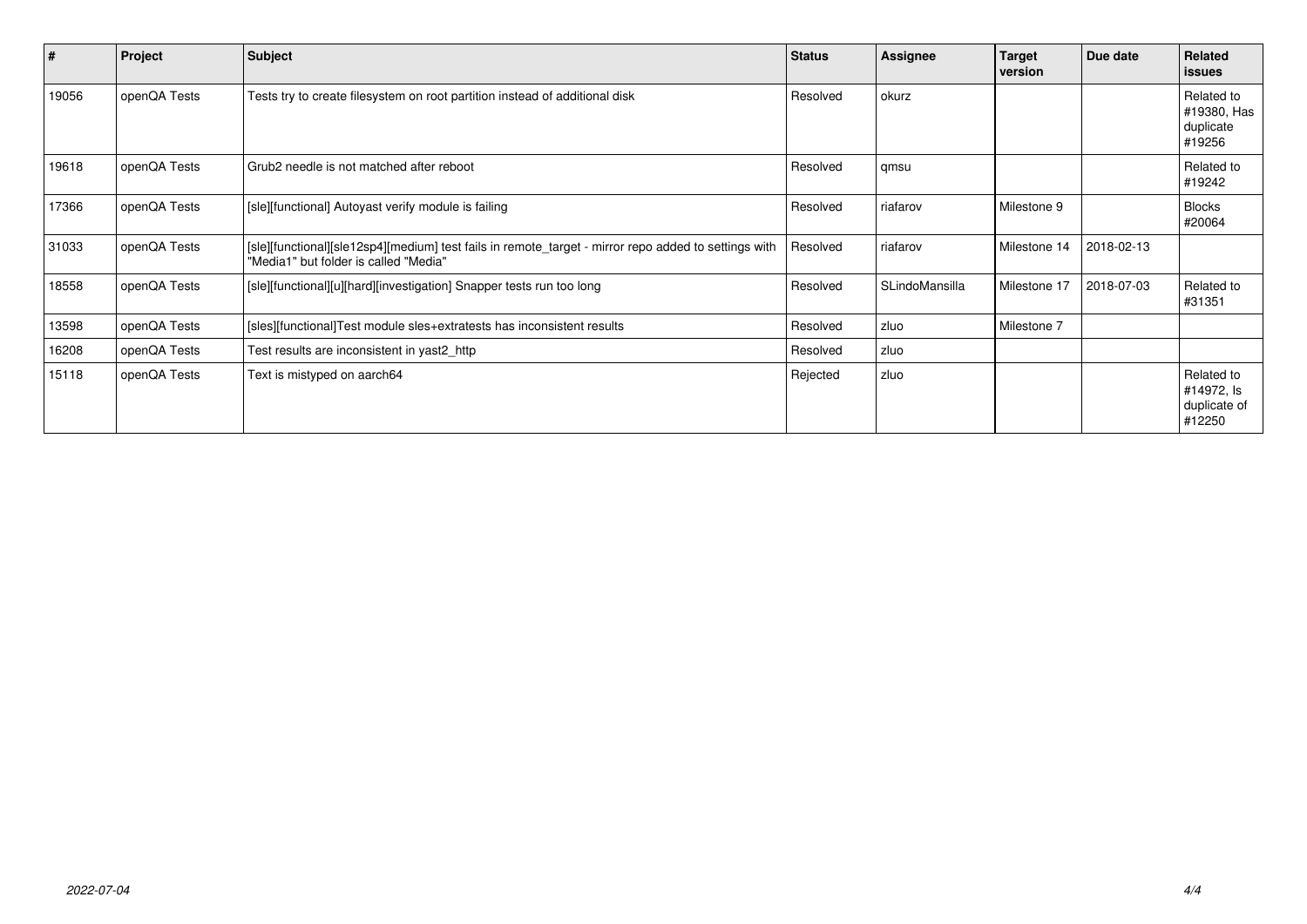| # | Project | Subject | Status | Assignee | Target version | Due date | Related issues |
|---|---|---|---|---|---|---|---|
| 19056 | openQA Tests | Tests try to create filesystem on root partition instead of additional disk | Resolved | okurz | | | Related to #19380, Has duplicate #19256 |
| 19618 | openQA Tests | Grub2 needle is not matched after reboot | Resolved | qmsu | | | Related to #19242 |
| 17366 | openQA Tests | [sle][functional] Autoyast verify module is failing | Resolved | riafarov | Milestone 9 | | Blocks #20064 |
| 31033 | openQA Tests | [sle][functional][sle12sp4][medium] test fails in remote_target - mirror repo added to settings with "Media1" but folder is called "Media" | Resolved | riafarov | Milestone 14 | 2018-02-13 | |
| 18558 | openQA Tests | [sle][functional][u][hard][investigation] Snapper tests run too long | Resolved | SLindoMansilla | Milestone 17 | 2018-07-03 | Related to #31351 |
| 13598 | openQA Tests | [sles][functional]Test module sles+extratests has inconsistent results | Resolved | zluo | Milestone 7 | | |
| 16208 | openQA Tests | Test results are inconsistent in yast2_http | Resolved | zluo | | | |
| 15118 | openQA Tests | Text is mistyped on aarch64 | Rejected | zluo | | | Related to #14972, Is duplicate of #12250 |